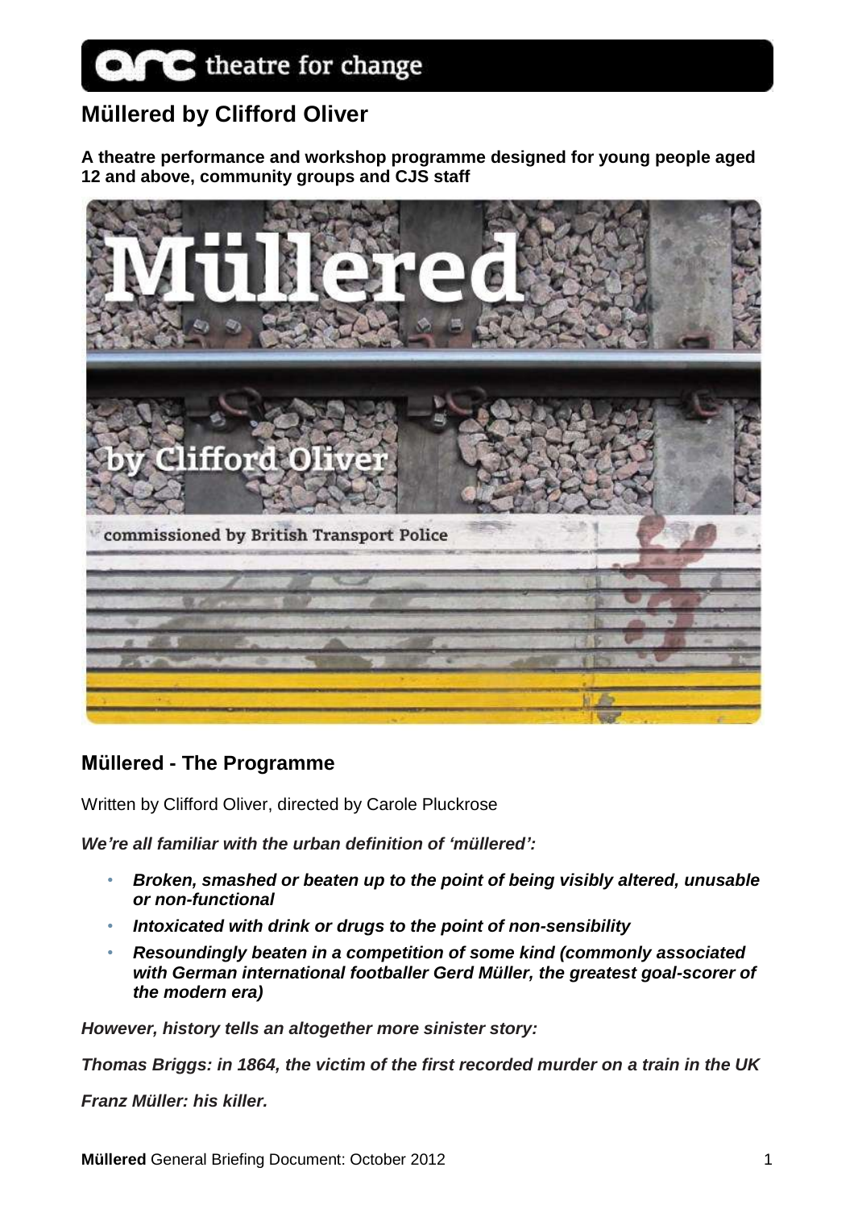arc theatre for change

# Müllered by Clifford Oliver

**A theatre performance and workshop programme designed for young people aged 12 and above, community groups and CJS staff**

Müllered

by Clifford Oliver

commissioned by British Transport Police

## Müllered - The Programme

Written by Clifford Oliver, directed by Carole Pluckrose

***We're all familiar with the urban definition of 'müllered':***

- ***Broken, smashed or beaten up to the point of being visibly altered, unusable or non-functional***
- ***Intoxicated with drink or drugs to the point of non-sensibility***
- ***Resoundingly beaten in a competition of some kind (commonly associated with German international footballer Gerd Müller, the greatest goal-scorer of the modern era)***

***However, history tells an altogether more sinister story:***

***Thomas Briggs: in 1864, the victim of the first recorded murder on a train in the UK***

***Franz Müller: his killer.***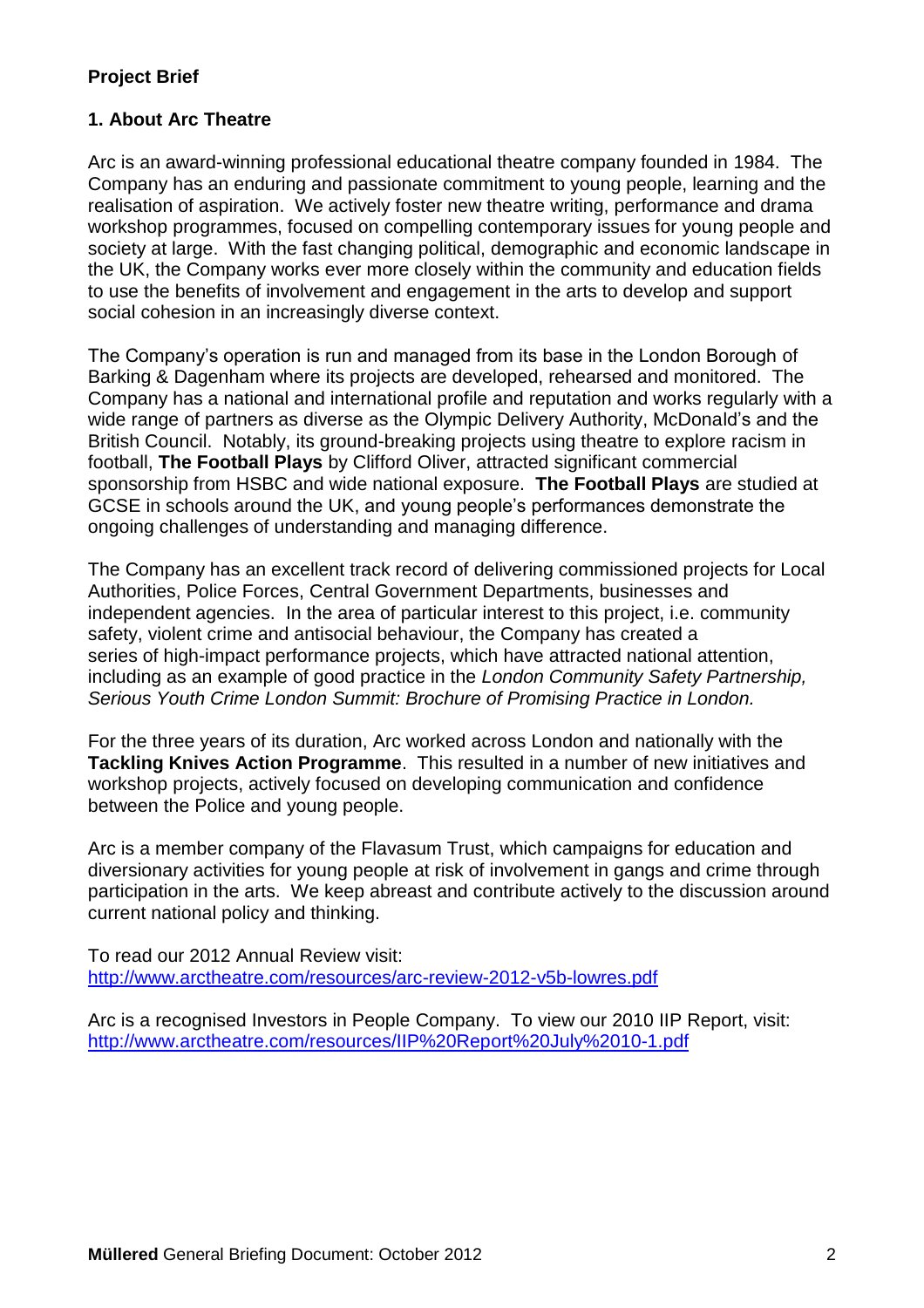**Project Brief**

**1. About Arc Theatre**

Arc is an award-winning professional educational theatre company founded in 1984. The Company has an enduring and passionate commitment to young people, learning and the realisation of aspiration. We actively foster new theatre writing, performance and drama workshop programmes, focused on compelling contemporary issues for young people and society at large. With the fast changing political, demographic and economic landscape in the UK, the Company works ever more closely within the community and education fields to use the benefits of involvement and engagement in the arts to develop and support social cohesion in an increasingly diverse context.

The Company's operation is run and managed from its base in the London Borough of Barking & Dagenham where its projects are developed, rehearsed and monitored. The Company has a national and international profile and reputation and works regularly with a wide range of partners as diverse as the Olympic Delivery Authority, McDonald's and the British Council. Notably, its ground-breaking projects using theatre to explore racism in football, **The Football Plays** by Clifford Oliver, attracted significant commercial sponsorship from HSBC and wide national exposure. **The Football Plays** are studied at GCSE in schools around the UK, and young people's performances demonstrate the ongoing challenges of understanding and managing difference.

The Company has an excellent track record of delivering commissioned projects for Local Authorities, Police Forces, Central Government Departments, businesses and independent agencies. In the area of particular interest to this project, i.e. community safety, violent crime and antisocial behaviour, the Company has created a series of high-impact performance projects, which have attracted national attention, including as an example of good practice in the *London Community Safety Partnership, Serious Youth Crime London Summit: Brochure of Promising Practice in London.*

For the three years of its duration, Arc worked across London and nationally with the **Tackling Knives Action Programme**. This resulted in a number of new initiatives and workshop projects, actively focused on developing communication and confidence between the Police and young people.

Arc is a member company of the Flavasum Trust, which campaigns for education and diversionary activities for young people at risk of involvement in gangs and crime through participation in the arts. We keep abreast and contribute actively to the discussion around current national policy and thinking.

To read our 2012 Annual Review visit:
http://www.arctheatre.com/resources/arc-review-2012-v5b-lowres.pdf

Arc is a recognised Investors in People Company. To view our 2010 IIP Report, visit:
http://www.arctheatre.com/resources/IIP%20Report%20July%2010-1.pdf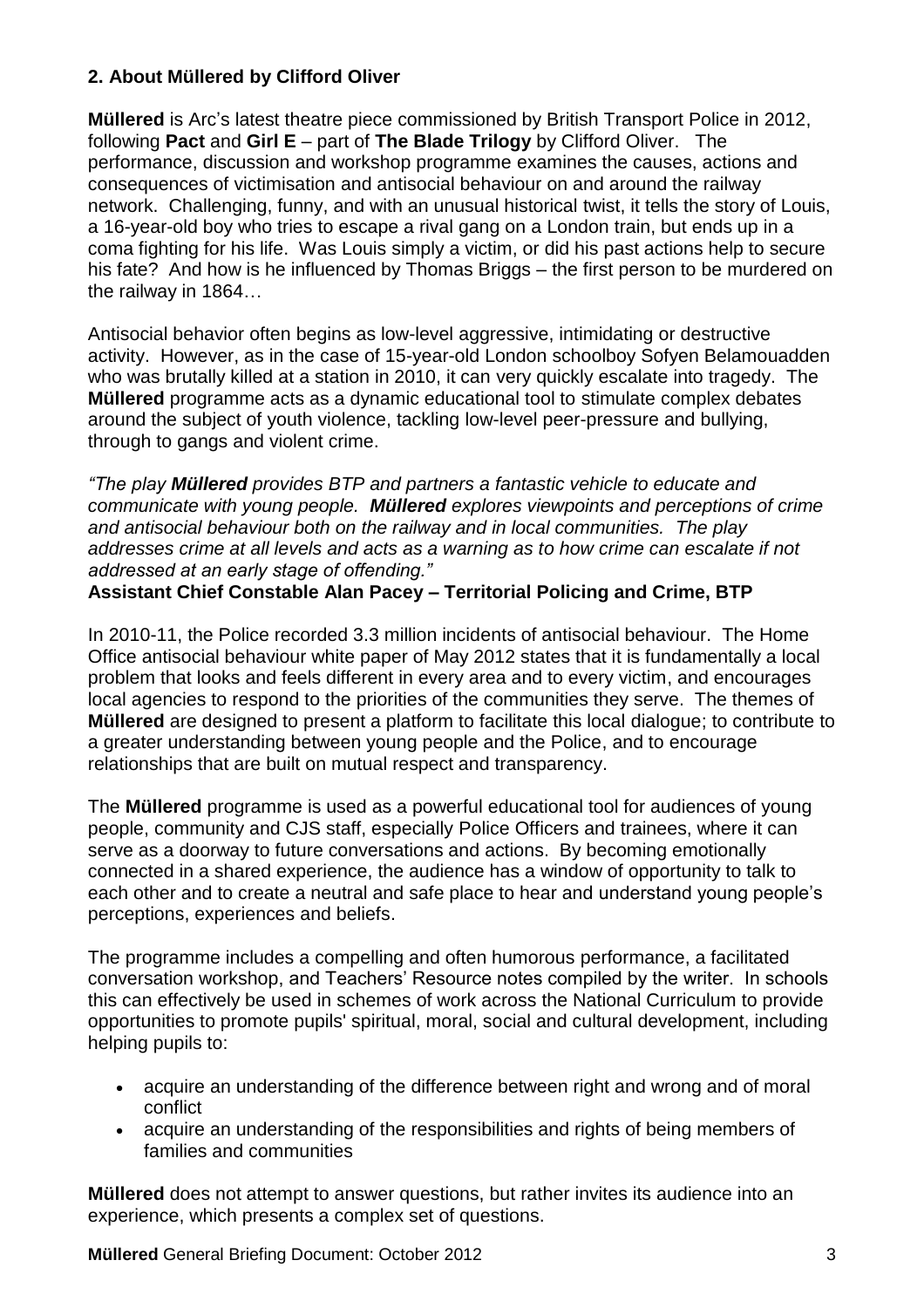## 2. About Müllered by Clifford Oliver

**Müllered** is Arc's latest theatre piece commissioned by British Transport Police in 2012, following **Pact** and **Girl E** – part of **The Blade Trilogy** by Clifford Oliver. The performance, discussion and workshop programme examines the causes, actions and consequences of victimisation and antisocial behaviour on and around the railway network. Challenging, funny, and with an unusual historical twist, it tells the story of Louis, a 16-year-old boy who tries to escape a rival gang on a London train, but ends up in a coma fighting for his life. Was Louis simply a victim, or did his past actions help to secure his fate? And how is he influenced by Thomas Briggs – the first person to be murdered on the railway in 1864…

Antisocial behavior often begins as low-level aggressive, intimidating or destructive activity. However, as in the case of 15-year-old London schoolboy Sofyen Belamouadden who was brutally killed at a station in 2010, it can very quickly escalate into tragedy. The **Müllered** programme acts as a dynamic educational tool to stimulate complex debates around the subject of youth violence, tackling low-level peer-pressure and bullying, through to gangs and violent crime.

*"The play **Müllered** provides BTP and partners a fantastic vehicle to educate and communicate with young people. **Müllered** explores viewpoints and perceptions of crime and antisocial behaviour both on the railway and in local communities. The play addresses crime at all levels and acts as a warning as to how crime can escalate if not addressed at an early stage of offending."*

**Assistant Chief Constable Alan Pacey – Territorial Policing and Crime, BTP**

In 2010-11, the Police recorded 3.3 million incidents of antisocial behaviour. The Home Office antisocial behaviour white paper of May 2012 states that it is fundamentally a local problem that looks and feels different in every area and to every victim, and encourages local agencies to respond to the priorities of the communities they serve. The themes of **Müllered** are designed to present a platform to facilitate this local dialogue; to contribute to a greater understanding between young people and the Police, and to encourage relationships that are built on mutual respect and transparency.

The **Müllered** programme is used as a powerful educational tool for audiences of young people, community and CJS staff, especially Police Officers and trainees, where it can serve as a doorway to future conversations and actions. By becoming emotionally connected in a shared experience, the audience has a window of opportunity to talk to each other and to create a neutral and safe place to hear and understand young people's perceptions, experiences and beliefs.

The programme includes a compelling and often humorous performance, a facilitated conversation workshop, and Teachers' Resource notes compiled by the writer. In schools this can effectively be used in schemes of work across the National Curriculum to provide opportunities to promote pupils' spiritual, moral, social and cultural development, including helping pupils to:

- acquire an understanding of the difference between right and wrong and of moral conflict
- acquire an understanding of the responsibilities and rights of being members of families and communities

**Müllered** does not attempt to answer questions, but rather invites its audience into an experience, which presents a complex set of questions.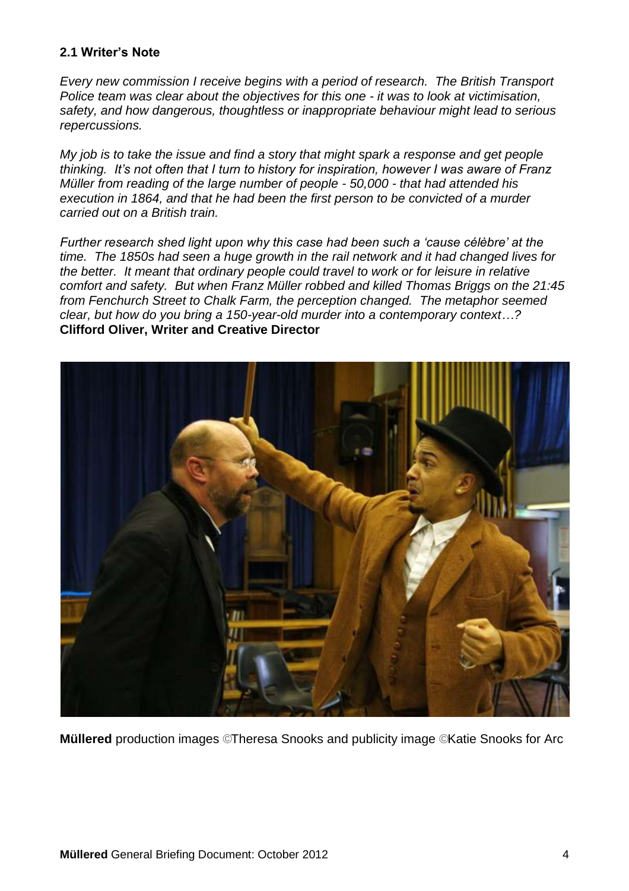### 2.1 Writer's Note

*Every new commission I receive begins with a period of research. The British Transport Police team was clear about the objectives for this one - it was to look at victimisation, safety, and how dangerous, thoughtless or inappropriate behaviour might lead to serious repercussions.*

*My job is to take the issue and find a story that might spark a response and get people thinking. It's not often that I turn to history for inspiration, however I was aware of Franz Müller from reading of the large number of people - 50,000 - that had attended his execution in 1864, and that he had been the first person to be convicted of a murder carried out on a British train.*

*Further research shed light upon why this case had been such a 'cause célèbre' at the time. The 1850s had seen a huge growth in the rail network and it had changed lives for the better. It meant that ordinary people could travel to work or for leisure in relative comfort and safety. But when Franz Müller robbed and killed Thomas Briggs on the 21:45 from Fenchurch Street to Chalk Farm, the perception changed. The metaphor seemed clear, but how do you bring a 150-year-old murder into a contemporary context…?*
**Clifford Oliver, Writer and Creative Director**

**Müllered** production images ©Theresa Snooks and publicity image ©Katie Snooks for Arc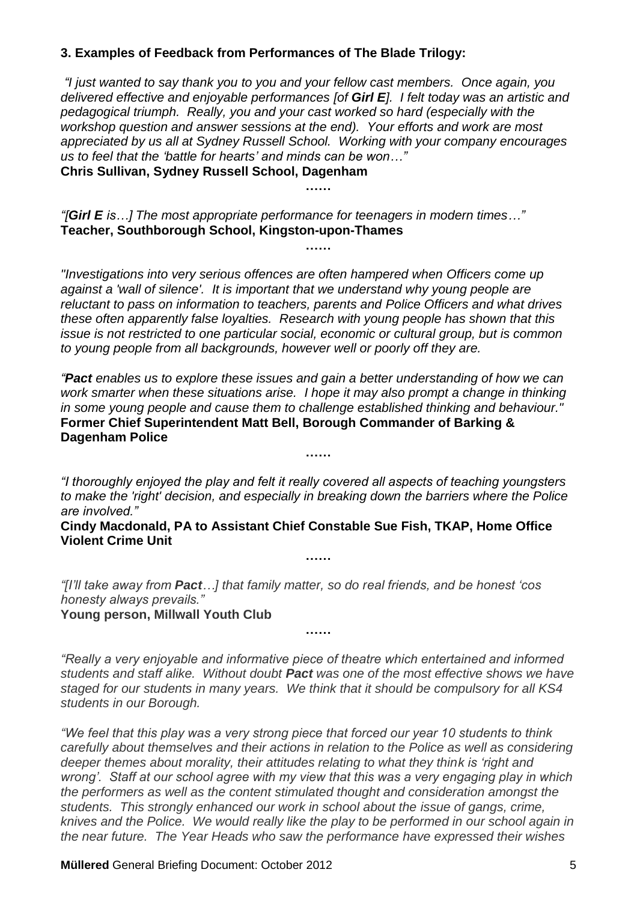### 3. Examples of Feedback from Performances of The Blade Trilogy:

*"I just wanted to say thank you to you and your fellow cast members. Once again, you delivered effective and enjoyable performances [of* ***Girl E****]. I felt today was an artistic and pedagogical triumph. Really, you and your cast worked so hard (especially with the workshop question and answer sessions at the end). Your efforts and work are most appreciated by us all at Sydney Russell School. Working with your company encourages us to feel that the 'battle for hearts' and minds can be won…"*
**Chris Sullivan, Sydney Russell School, Dagenham**

……

*"[****Girl E*** *is…] The most appropriate performance for teenagers in modern times…"*
**Teacher, Southborough School, Kingston-upon-Thames**

……

*"Investigations into very serious offences are often hampered when Officers come up against a 'wall of silence'. It is important that we understand why young people are reluctant to pass on information to teachers, parents and Police Officers and what drives these often apparently false loyalties. Research with young people has shown that this issue is not restricted to one particular social, economic or cultural group, but is common to young people from all backgrounds, however well or poorly off they are.*

*"****Pact*** *enables us to explore these issues and gain a better understanding of how we can work smarter when these situations arise. I hope it may also prompt a change in thinking in some young people and cause them to challenge established thinking and behaviour."*
**Former Chief Superintendent Matt Bell, Borough Commander of Barking & Dagenham Police**

……

*"I thoroughly enjoyed the play and felt it really covered all aspects of teaching youngsters to make the 'right' decision, and especially in breaking down the barriers where the Police are involved."*
**Cindy Macdonald, PA to Assistant Chief Constable Sue Fish, TKAP, Home Office Violent Crime Unit**

……

*"[I'll take away from* ***Pact****…] that family matter, so do real friends, and be honest 'cos honesty always prevails."*
**Young person, Millwall Youth Club**

……

*"Really a very enjoyable and informative piece of theatre which entertained and informed students and staff alike. Without doubt* ***Pact*** *was one of the most effective shows we have staged for our students in many years. We think that it should be compulsory for all KS4 students in our Borough.*

*"We feel that this play was a very strong piece that forced our year 10 students to think carefully about themselves and their actions in relation to the Police as well as considering deeper themes about morality, their attitudes relating to what they think is 'right and wrong'. Staff at our school agree with my view that this was a very engaging play in which the performers as well as the content stimulated thought and consideration amongst the students. This strongly enhanced our work in school about the issue of gangs, crime, knives and the Police. We would really like the play to be performed in our school again in the near future. The Year Heads who saw the performance have expressed their wishes*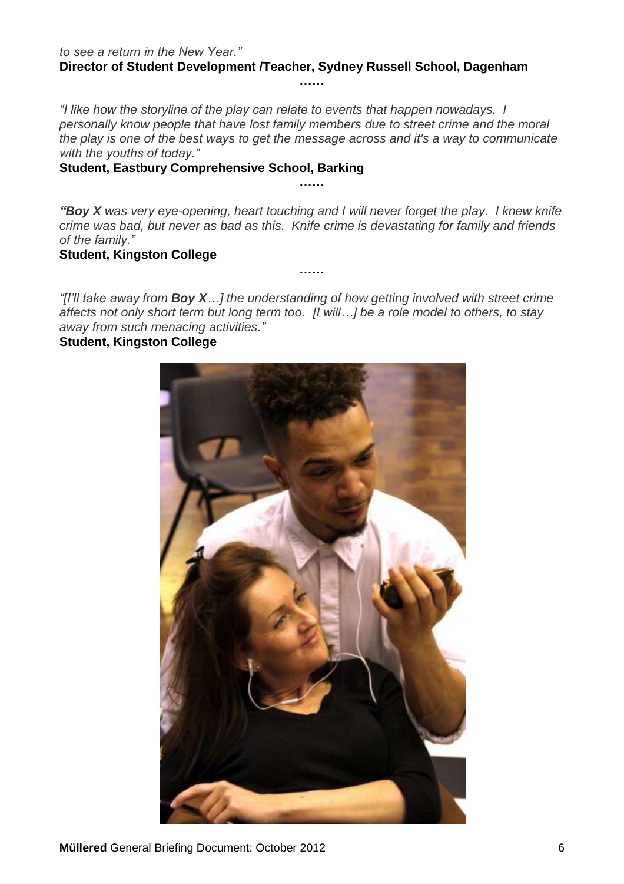*to see a return in the New Year."*

**Director of Student Development /Teacher, Sydney Russell School, Dagenham**

……

*"I like how the storyline of the play can relate to events that happen nowadays. I personally know people that have lost family members due to street crime and the moral the play is one of the best ways to get the message across and it's a way to communicate with the youths of today."*

**Student, Eastbury Comprehensive School, Barking**

……

***"Boy X** was very eye-opening, heart touching and I will never forget the play. I knew knife crime was bad, but never as bad as this. Knife crime is devastating for family and friends of the family."*

**Student, Kingston College**

……

*"[I'll take away from **Boy X**…] the understanding of how getting involved with street crime affects not only short term but long term too. [I will…] be a role model to others, to stay away from such menacing activities."*

**Student, Kingston College**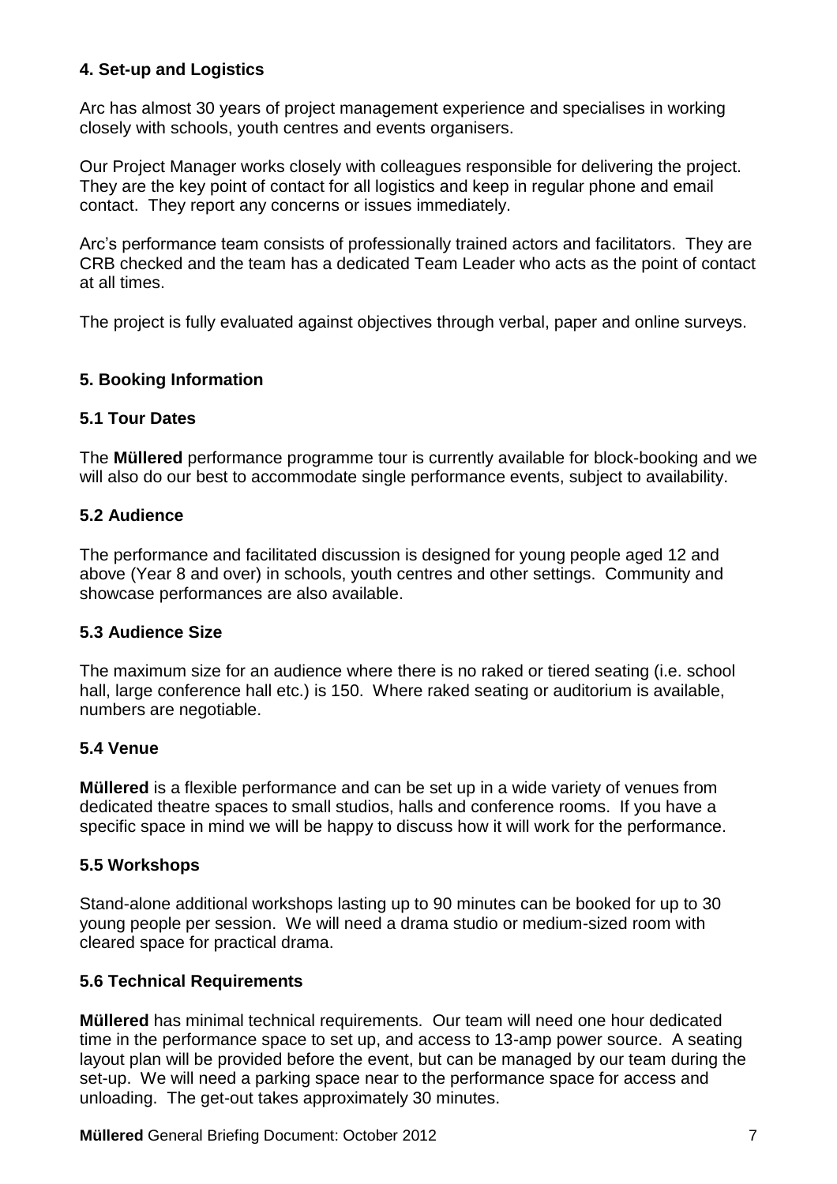## 4. Set-up and Logistics

Arc has almost 30 years of project management experience and specialises in working closely with schools, youth centres and events organisers.

Our Project Manager works closely with colleagues responsible for delivering the project. They are the key point of contact for all logistics and keep in regular phone and email contact. They report any concerns or issues immediately.

Arc's performance team consists of professionally trained actors and facilitators. They are CRB checked and the team has a dedicated Team Leader who acts as the point of contact at all times.

The project is fully evaluated against objectives through verbal, paper and online surveys.

## 5. Booking Information

### 5.1 Tour Dates

The **Müllered** performance programme tour is currently available for block-booking and we will also do our best to accommodate single performance events, subject to availability.

### 5.2 Audience

The performance and facilitated discussion is designed for young people aged 12 and above (Year 8 and over) in schools, youth centres and other settings. Community and showcase performances are also available.

### 5.3 Audience Size

The maximum size for an audience where there is no raked or tiered seating (i.e. school hall, large conference hall etc.) is 150. Where raked seating or auditorium is available, numbers are negotiable.

### 5.4 Venue

**Müllered** is a flexible performance and can be set up in a wide variety of venues from dedicated theatre spaces to small studios, halls and conference rooms. If you have a specific space in mind we will be happy to discuss how it will work for the performance.

### 5.5 Workshops

Stand-alone additional workshops lasting up to 90 minutes can be booked for up to 30 young people per session. We will need a drama studio or medium-sized room with cleared space for practical drama.

### 5.6 Technical Requirements

**Müllered** has minimal technical requirements. Our team will need one hour dedicated time in the performance space to set up, and access to 13-amp power source. A seating layout plan will be provided before the event, but can be managed by our team during the set-up. We will need a parking space near to the performance space for access and unloading. The get-out takes approximately 30 minutes.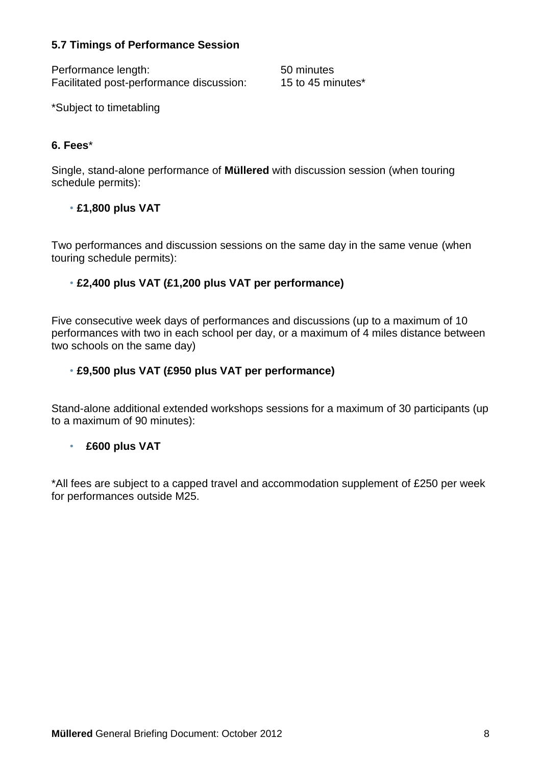### 5.7 Timings of Performance Session

| | |
|---|---|
| Performance length: | 50 minutes |
| Facilitated post-performance discussion: | 15 to 45 minutes* |

*Subject to timetabling

## 6. Fees*

Single, stand-alone performance of **Müllered** with discussion session (when touring schedule permits):

- **£1,800 plus VAT**

Two performances and discussion sessions on the same day in the same venue (when touring schedule permits):

- **£2,400 plus VAT (£1,200 plus VAT per performance)**

Five consecutive week days of performances and discussions (up to a maximum of 10 performances with two in each school per day, or a maximum of 4 miles distance between two schools on the same day)

- **£9,500 plus VAT (£950 plus VAT per performance)**

Stand-alone additional extended workshops sessions for a maximum of 30 participants (up to a maximum of 90 minutes):

- **£600 plus VAT**

*All fees are subject to a capped travel and accommodation supplement of £250 per week for performances outside M25.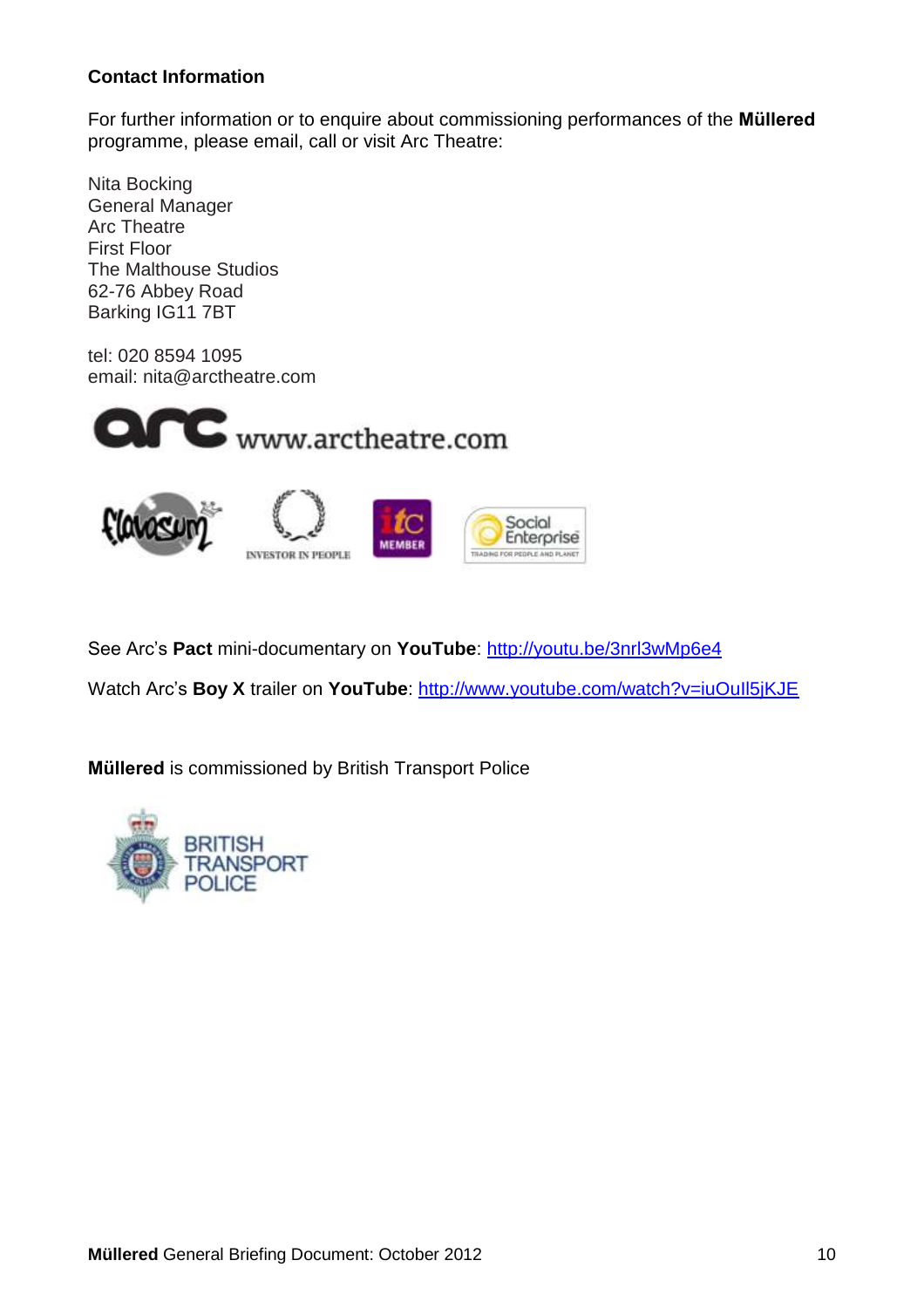**Contact Information**

For further information or to enquire about commissioning performances of the **Müllered** programme, please email, call or visit Arc Theatre:

Nita Bocking
General Manager
Arc Theatre
First Floor
The Malthouse Studios
62-76 Abbey Road
Barking IG11 7BT

tel: 020 8594 1095
email: nita@arctheatre.com

www.arctheatre.com

See Arc's **Pact** mini-documentary on **YouTube**: http://youtu.be/3nrl3wMp6e4

Watch Arc's **Boy X** trailer on **YouTube**: http://www.youtube.com/watch?v=iuOuIl5jKJE

**Müllered** is commissioned by British Transport Police